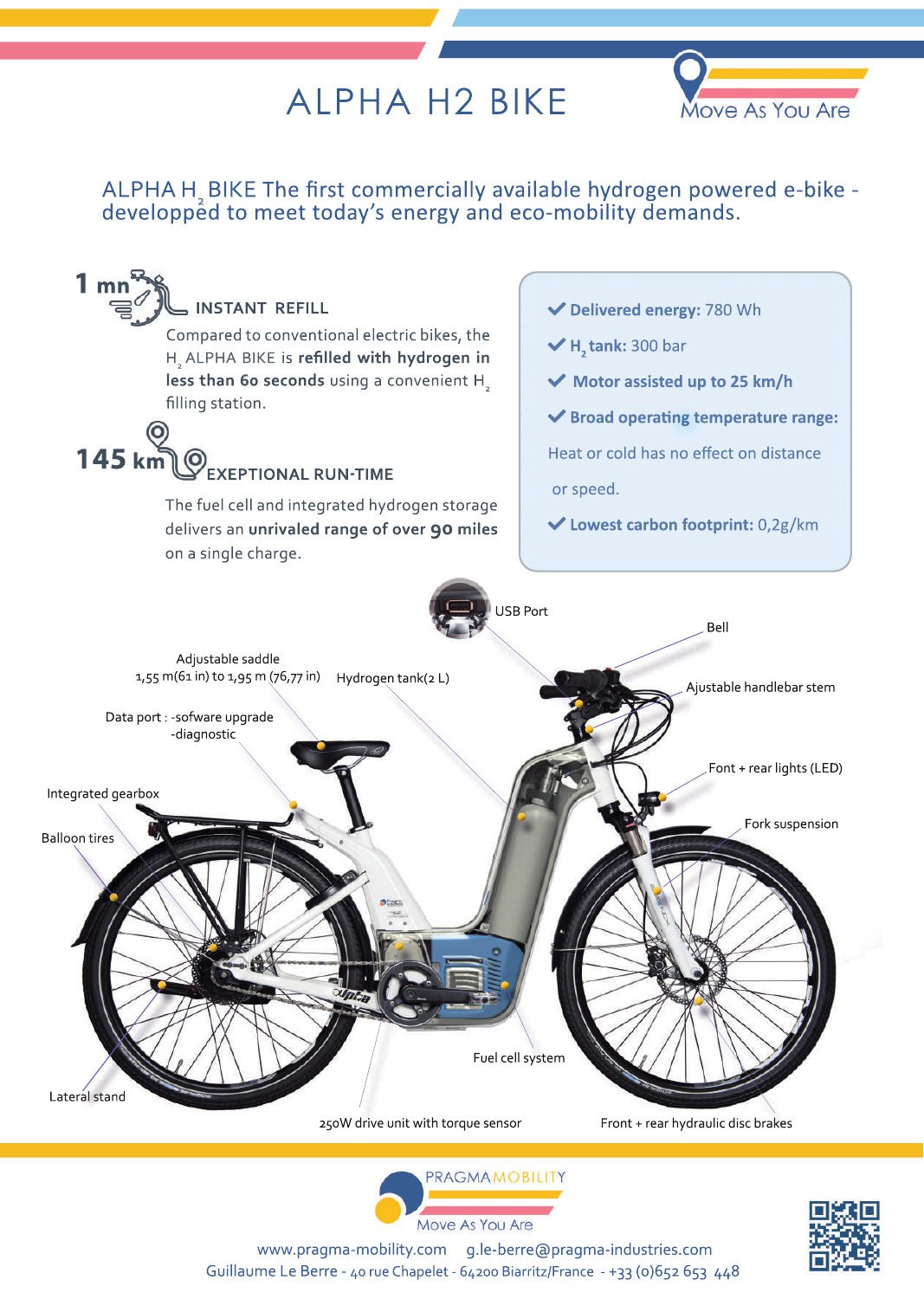# ALPHA H2 BIKE

Move As You Are

## ALPHA $H_2$ BIKE The first commercially available hydrogen powered e-bike - developped to meet today's energy and eco-mobility demands.

### 1 mn INSTANT REFILL

Compared to conventional electric bikes, the $H_2$ ALPHA BIKE is **refilled with hydrogen in less than 60 seconds** using a convenient $H_2$ filling station.

### 145 km EXEPTIONAL RUN-TIME

The fuel cell and integrated hydrogen storage delivers an **unrivaled range of over 90 miles** on a single charge.

- ✔ **Delivered energy:** 780 Wh
- ✔ **$H_2$ tank:** 300 bar
- ✔ **Motor assisted up to 25 km/h**
- ✔ **Broad operating temperature range:** Heat or cold has no effect on distance or speed.
- ✔ **Lowest carbon footprint:** 0,2g/km

USB Port

Bell

Adjustable saddle 1,55 m(61 in) to 1,95 m (76,77 in)

Hydrogen tank(2 L)

Ajustable handlebar stem

Data port : -sofware upgrade -diagnostic

Font + rear lights (LED)

Integrated gearbox

Fork suspension

Balloon tires

Fuel cell system

Lateral stand

250W drive unit with torque sensor

Front + rear hydraulic disc brakes

PRAGMA MOBILITY
Move As You Are

www.pragma-mobility.com g.le-berre@pragma-industries.com
Guillaume Le Berre - 40 rue Chapelet - 64200 Biarritz/France - +33 (0)652 653 448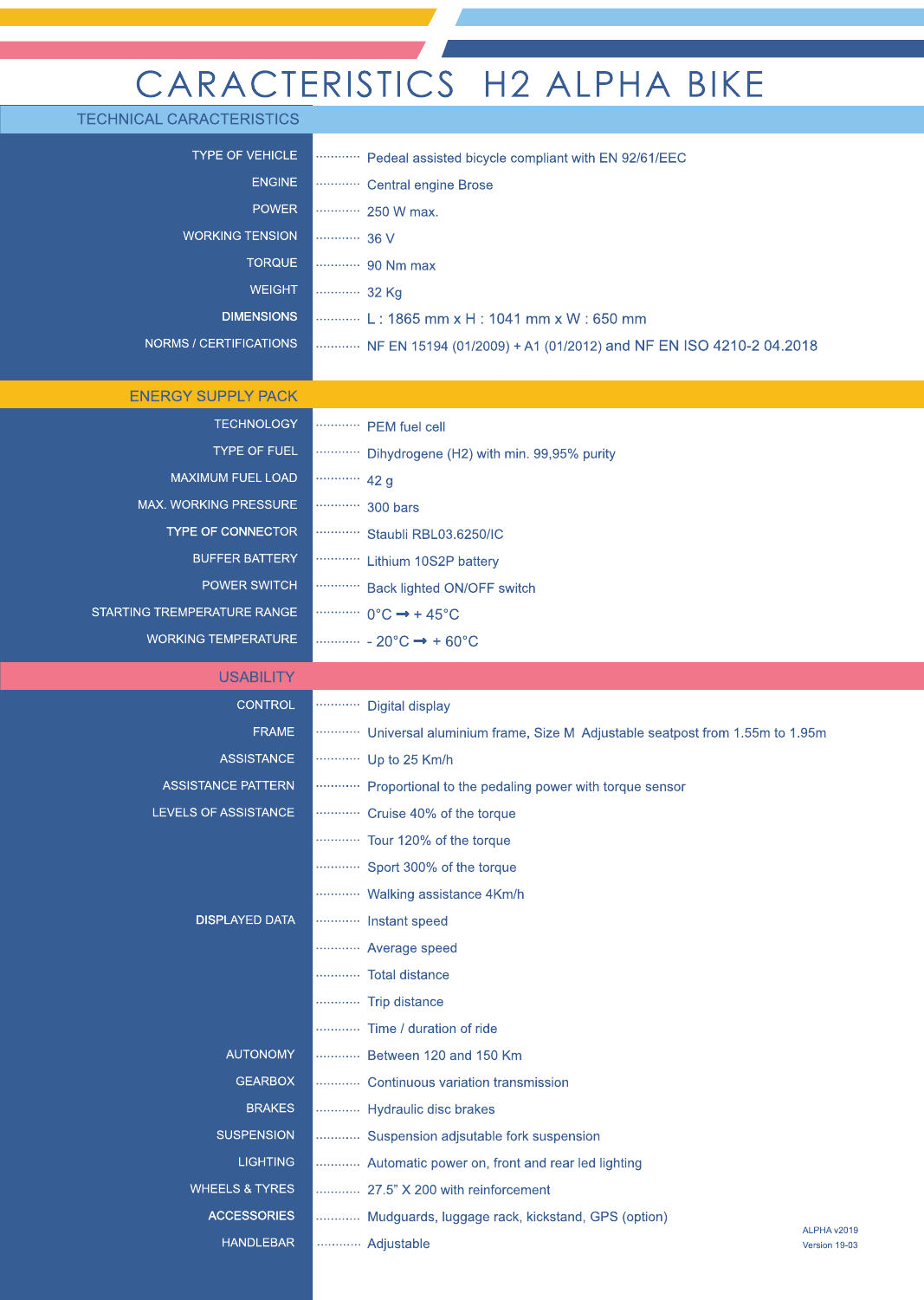# CARACTERISTICS H2 ALPHA BIKE

## TECHNICAL CARACTERISTICS

| | |
|---|---|
| TYPE OF VEHICLE | Pedeal assisted bicycle compliant with EN 92/61/EEC |
| ENGINE | Central engine Brose |
| POWER | 250 W max. |
| WORKING TENSION | 36 V |
| TORQUE | 90 Nm max |
| WEIGHT | 32 Kg |
| DIMENSIONS | L : 1865 mm x H : 1041 mm x W : 650 mm |
| NORMS / CERTIFICATIONS | NF EN 15194 (01/2009) + A1 (01/2012) and NF EN ISO 4210-2 04.2018 |

## ENERGY SUPPLY PACK

| | |
|---|---|
| TECHNOLOGY | PEM fuel cell |
| TYPE OF FUEL | Dihydrogene ($H_2$) with min. 99,95% purity |
| MAXIMUM FUEL LOAD | 42 g |
| MAX. WORKING PRESSURE | 300 bars |
| TYPE OF CONNECTOR | Staubli RBL03.6250/IC |
| BUFFER BATTERY | Lithium 10S2P battery |
| POWER SWITCH | Back lighted ON/OFF switch |
| STARTING TREMPERATURE RANGE | 0°C ➞ + 45°C |
| WORKING TEMPERATURE | - 20°C ➞ + 60°C |

## USABILITY

| | |
|---|---|
| CONTROL | Digital display |
| FRAME | Universal aluminium frame, Size M Adjustable seatpost from 1.55m to 1.95m |
| ASSISTANCE | Up to 25 Km/h |
| ASSISTANCE PATTERN | Proportional to the pedaling power with torque sensor |
| LEVELS OF ASSISTANCE | Cruise 40% of the torque |
| | Tour 120% of the torque |
| | Sport 300% of the torque |
| | Walking assistance 4Km/h |
| DISPLAYED DATA | Instant speed |
| | Average speed |
| | Total distance |
| | Trip distance |
| | Time / duration of ride |
| AUTONOMY | Between 120 and 150 Km |
| GEARBOX | Continuous variation transmission |
| BRAKES | Hydraulic disc brakes |
| SUSPENSION | Suspension adjsutable fork suspension |
| LIGHTING | Automatic power on, front and rear led lighting |
| WHEELS & TYRES | 27.5" X 200 with reinforcement |
| ACCESSORIES | Mudguards, luggage rack, kickstand, GPS (option) |
| HANDLEBAR | Adjustable |

ALPHA v2019
Version 19-03